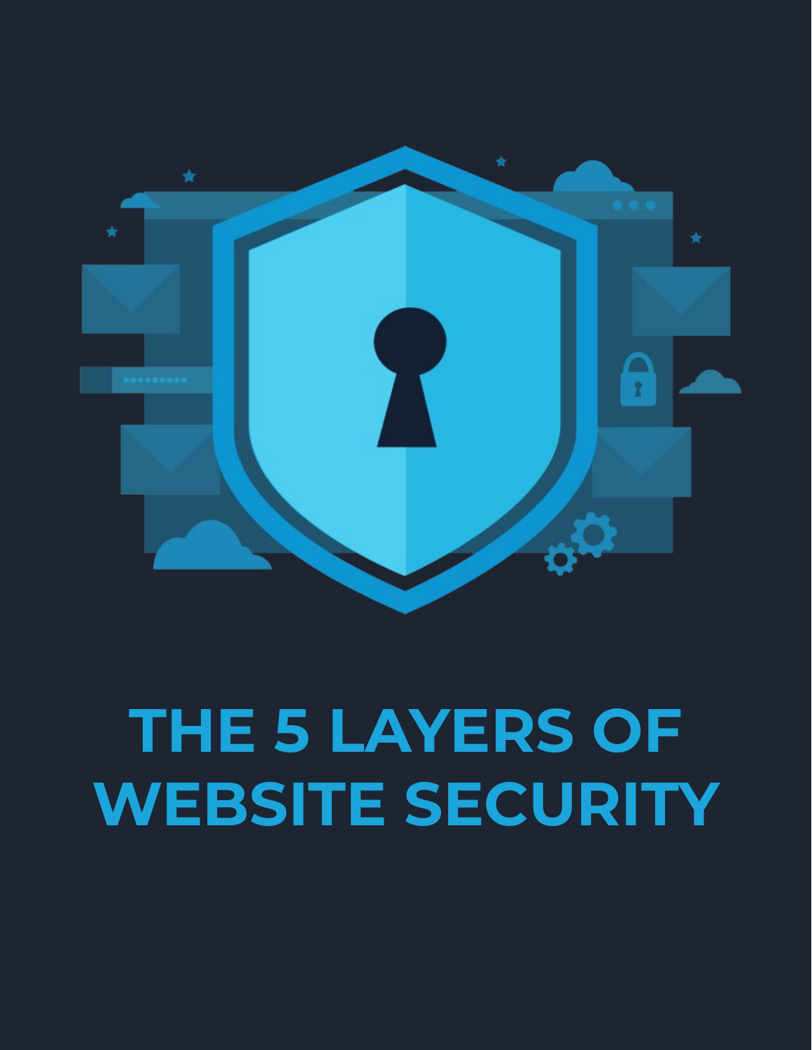# THE 5 LAYERS OF WEBSITE SECURITY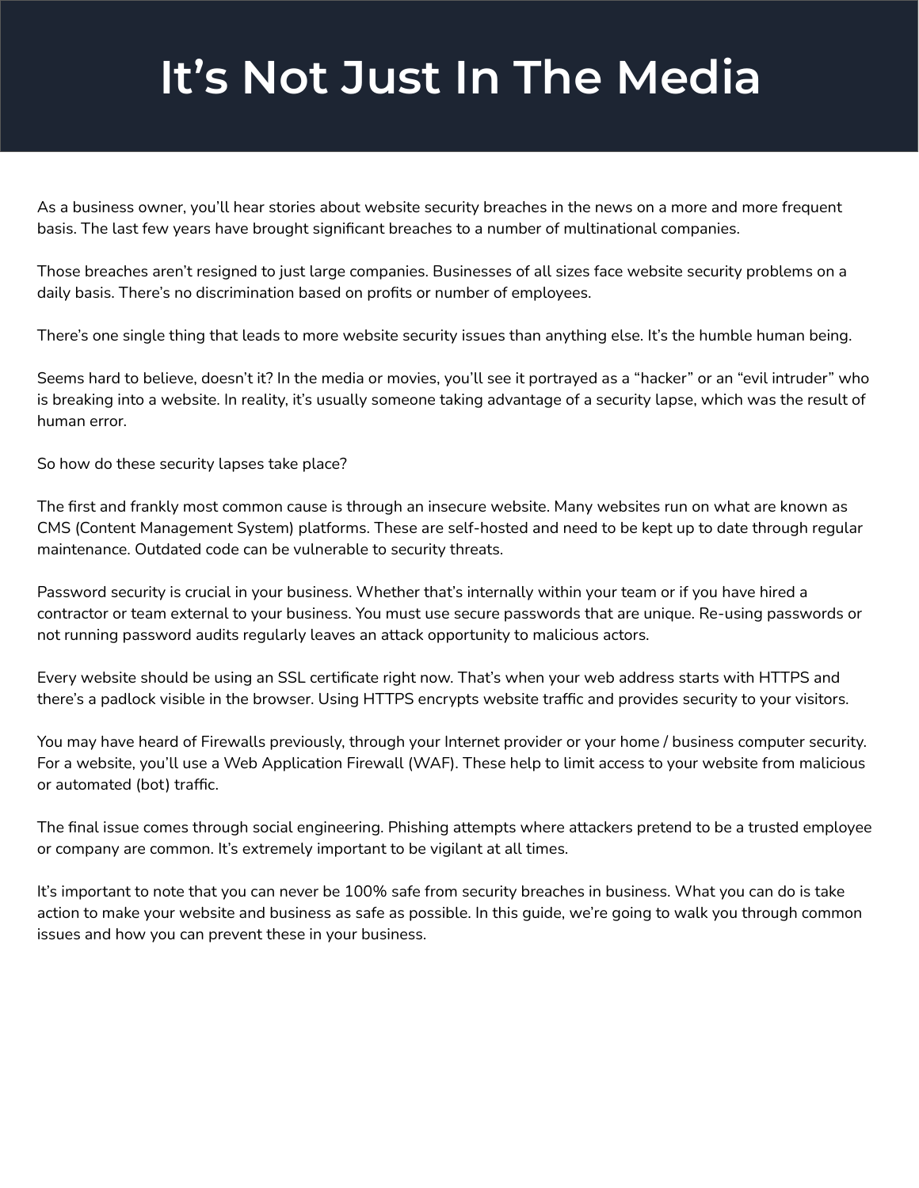# It's Not Just In The Media

As a business owner, you'll hear stories about website security breaches in the news on a more and more frequent basis. The last few years have brought significant breaches to a number of multinational companies.

Those breaches aren't resigned to just large companies. Businesses of all sizes face website security problems on a daily basis. There's no discrimination based on profits or number of employees.

There's one single thing that leads to more website security issues than anything else. It's the humble human being.

Seems hard to believe, doesn't it? In the media or movies, you'll see it portrayed as a "hacker" or an "evil intruder" who is breaking into a website. In reality, it's usually someone taking advantage of a security lapse, which was the result of human error.

So how do these security lapses take place?

The first and frankly most common cause is through an insecure website. Many websites run on what are known as CMS (Content Management System) platforms. These are self-hosted and need to be kept up to date through regular maintenance. Outdated code can be vulnerable to security threats.

Password security is crucial in your business. Whether that's internally within your team or if you have hired a contractor or team external to your business. You must use secure passwords that are unique. Re-using passwords or not running password audits regularly leaves an attack opportunity to malicious actors.

Every website should be using an SSL certificate right now. That's when your web address starts with HTTPS and there's a padlock visible in the browser. Using HTTPS encrypts website traffic and provides security to your visitors.

You may have heard of Firewalls previously, through your Internet provider or your home / business computer security. For a website, you'll use a Web Application Firewall (WAF). These help to limit access to your website from malicious or automated (bot) traffic.

The final issue comes through social engineering. Phishing attempts where attackers pretend to be a trusted employee or company are common. It's extremely important to be vigilant at all times.

It's important to note that you can never be 100% safe from security breaches in business. What you can do is take action to make your website and business as safe as possible. In this guide, we're going to walk you through common issues and how you can prevent these in your business.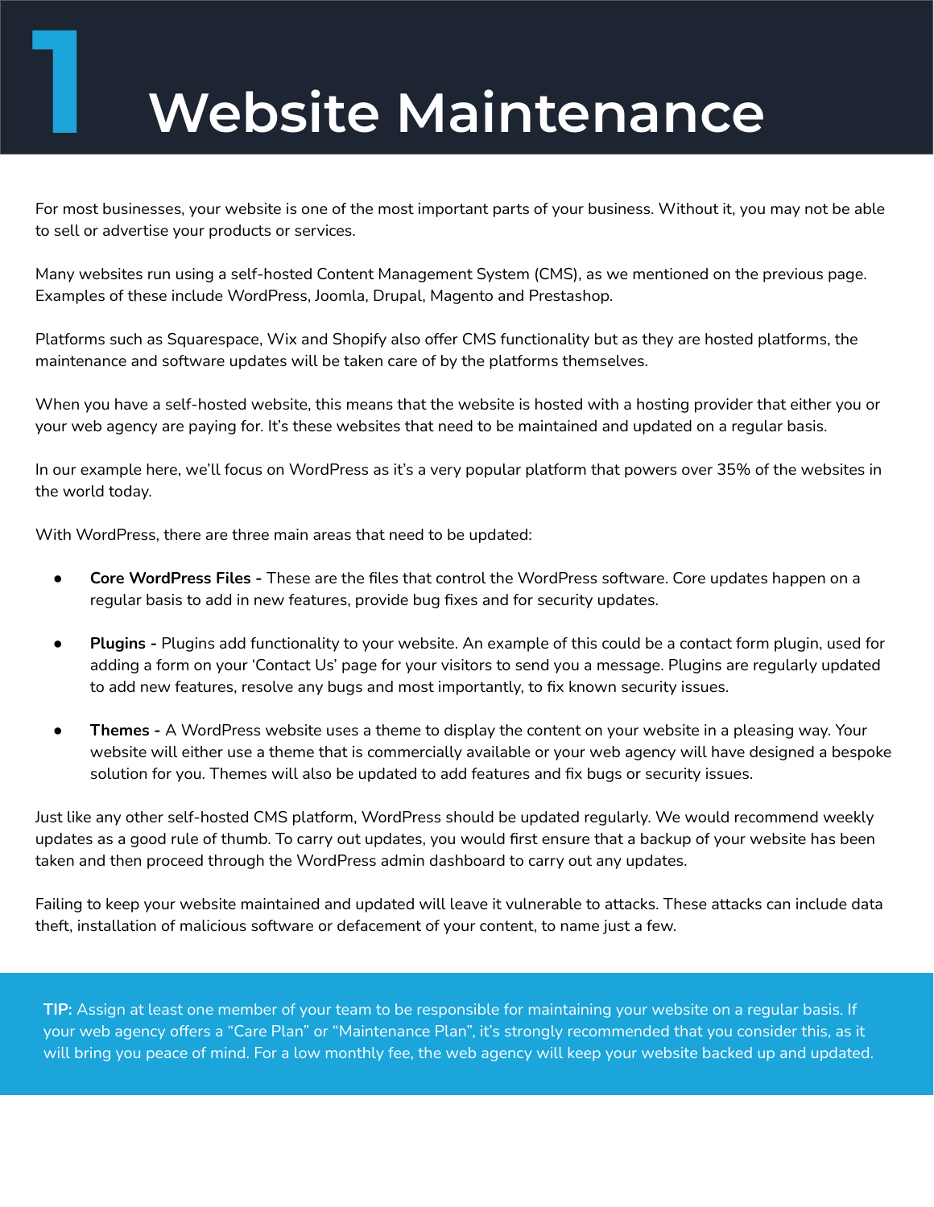# 1 Website Maintenance

For most businesses, your website is one of the most important parts of your business. Without it, you may not be able to sell or advertise your products or services.

Many websites run using a self-hosted Content Management System (CMS), as we mentioned on the previous page. Examples of these include WordPress, Joomla, Drupal, Magento and Prestashop.

Platforms such as Squarespace, Wix and Shopify also offer CMS functionality but as they are hosted platforms, the maintenance and software updates will be taken care of by the platforms themselves.

When you have a self-hosted website, this means that the website is hosted with a hosting provider that either you or your web agency are paying for. It's these websites that need to be maintained and updated on a regular basis.

In our example here, we'll focus on WordPress as it's a very popular platform that powers over 35% of the websites in the world today.

With WordPress, there are three main areas that need to be updated:

- **Core WordPress Files -** These are the files that control the WordPress software. Core updates happen on a regular basis to add in new features, provide bug fixes and for security updates.
- **Plugins -** Plugins add functionality to your website. An example of this could be a contact form plugin, used for adding a form on your 'Contact Us' page for your visitors to send you a message. Plugins are regularly updated to add new features, resolve any bugs and most importantly, to fix known security issues.
- **Themes -** A WordPress website uses a theme to display the content on your website in a pleasing way. Your website will either use a theme that is commercially available or your web agency will have designed a bespoke solution for you. Themes will also be updated to add features and fix bugs or security issues.

Just like any other self-hosted CMS platform, WordPress should be updated regularly. We would recommend weekly updates as a good rule of thumb. To carry out updates, you would first ensure that a backup of your website has been taken and then proceed through the WordPress admin dashboard to carry out any updates.

Failing to keep your website maintained and updated will leave it vulnerable to attacks. These attacks can include data theft, installation of malicious software or defacement of your content, to name just a few.

**TIP:** Assign at least one member of your team to be responsible for maintaining your website on a regular basis. If your web agency offers a "Care Plan" or "Maintenance Plan", it's strongly recommended that you consider this, as it will bring you peace of mind. For a low monthly fee, the web agency will keep your website backed up and updated.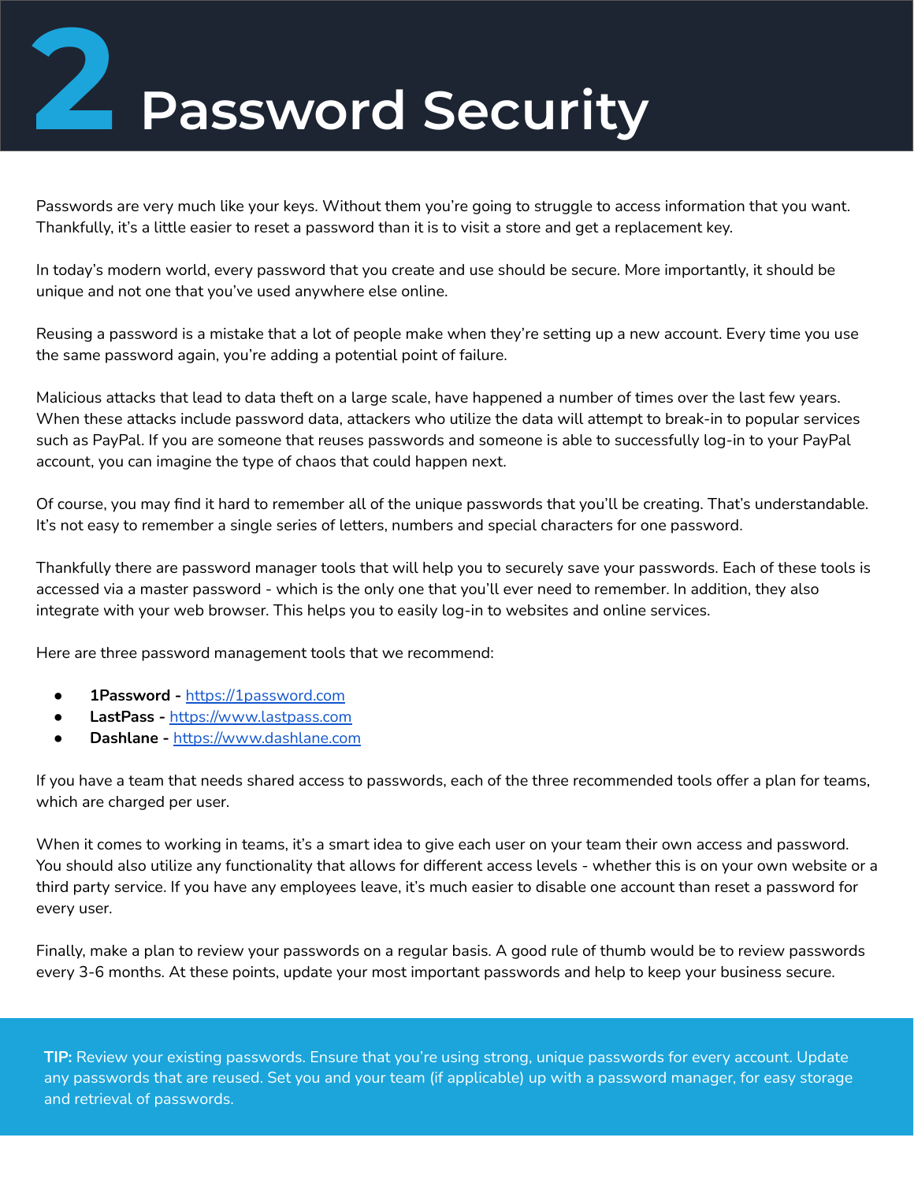# 2 Password Security

Passwords are very much like your keys. Without them you're going to struggle to access information that you want. Thankfully, it's a little easier to reset a password than it is to visit a store and get a replacement key.

In today's modern world, every password that you create and use should be secure. More importantly, it should be unique and not one that you've used anywhere else online.

Reusing a password is a mistake that a lot of people make when they're setting up a new account. Every time you use the same password again, you're adding a potential point of failure.

Malicious attacks that lead to data theft on a large scale, have happened a number of times over the last few years. When these attacks include password data, attackers who utilize the data will attempt to break-in to popular services such as PayPal. If you are someone that reuses passwords and someone is able to successfully log-in to your PayPal account, you can imagine the type of chaos that could happen next.

Of course, you may find it hard to remember all of the unique passwords that you'll be creating. That's understandable. It's not easy to remember a single series of letters, numbers and special characters for one password.

Thankfully there are password manager tools that will help you to securely save your passwords. Each of these tools is accessed via a master password - which is the only one that you'll ever need to remember. In addition, they also integrate with your web browser. This helps you to easily log-in to websites and online services.

Here are three password management tools that we recommend:

- **1Password -** https://1password.com
- **LastPass -** https://www.lastpass.com
- **Dashlane -** https://www.dashlane.com

If you have a team that needs shared access to passwords, each of the three recommended tools offer a plan for teams, which are charged per user.

When it comes to working in teams, it's a smart idea to give each user on your team their own access and password. You should also utilize any functionality that allows for different access levels - whether this is on your own website or a third party service. If you have any employees leave, it's much easier to disable one account than reset a password for every user.

Finally, make a plan to review your passwords on a regular basis. A good rule of thumb would be to review passwords every 3-6 months. At these points, update your most important passwords and help to keep your business secure.

**TIP:** Review your existing passwords. Ensure that you're using strong, unique passwords for every account. Update any passwords that are reused. Set you and your team (if applicable) up with a password manager, for easy storage and retrieval of passwords.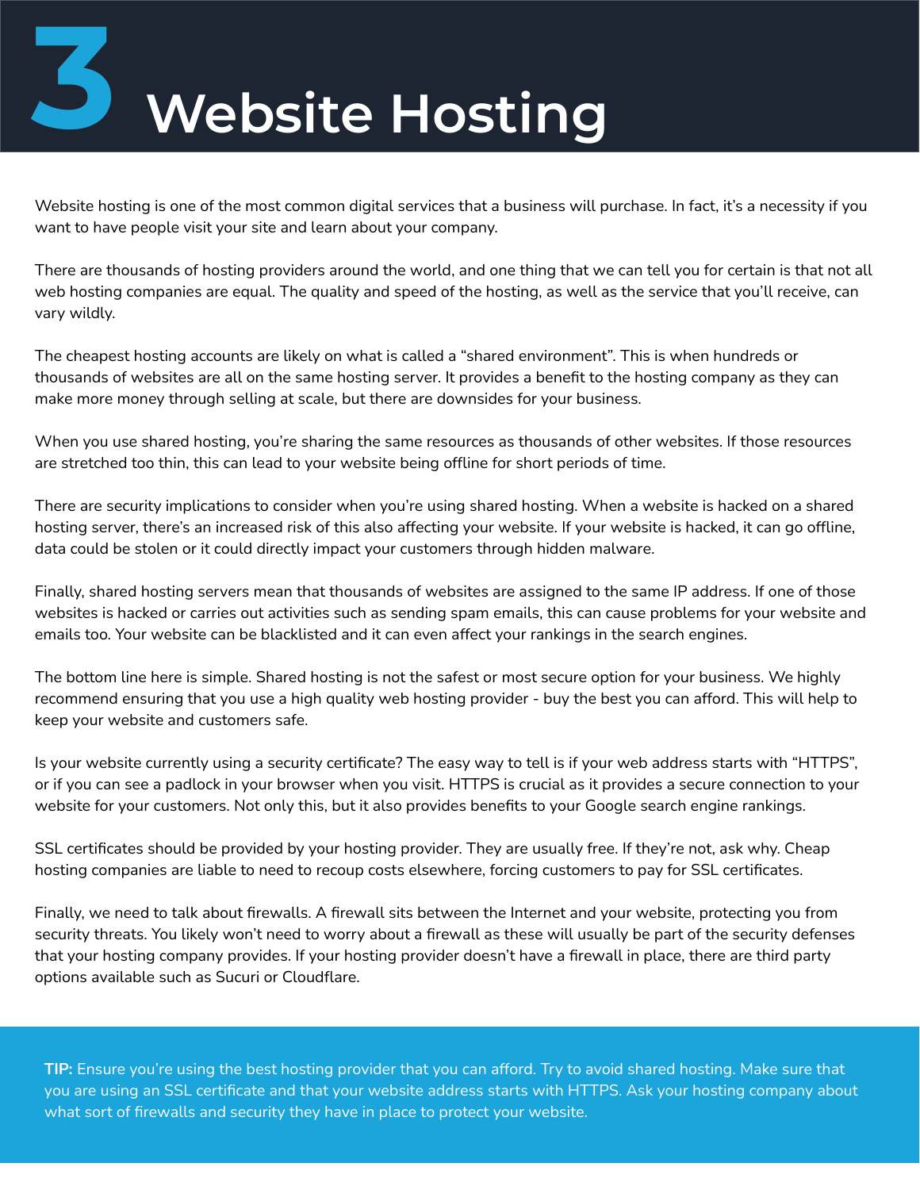# 3 Website Hosting

Website hosting is one of the most common digital services that a business will purchase. In fact, it's a necessity if you want to have people visit your site and learn about your company.

There are thousands of hosting providers around the world, and one thing that we can tell you for certain is that not all web hosting companies are equal. The quality and speed of the hosting, as well as the service that you'll receive, can vary wildly.

The cheapest hosting accounts are likely on what is called a "shared environment". This is when hundreds or thousands of websites are all on the same hosting server. It provides a benefit to the hosting company as they can make more money through selling at scale, but there are downsides for your business.

When you use shared hosting, you're sharing the same resources as thousands of other websites. If those resources are stretched too thin, this can lead to your website being offline for short periods of time.

There are security implications to consider when you're using shared hosting. When a website is hacked on a shared hosting server, there's an increased risk of this also affecting your website. If your website is hacked, it can go offline, data could be stolen or it could directly impact your customers through hidden malware.

Finally, shared hosting servers mean that thousands of websites are assigned to the same IP address. If one of those websites is hacked or carries out activities such as sending spam emails, this can cause problems for your website and emails too. Your website can be blacklisted and it can even affect your rankings in the search engines.

The bottom line here is simple. Shared hosting is not the safest or most secure option for your business. We highly recommend ensuring that you use a high quality web hosting provider - buy the best you can afford. This will help to keep your website and customers safe.

Is your website currently using a security certificate? The easy way to tell is if your web address starts with "HTTPS", or if you can see a padlock in your browser when you visit. HTTPS is crucial as it provides a secure connection to your website for your customers. Not only this, but it also provides benefits to your Google search engine rankings.

SSL certificates should be provided by your hosting provider. They are usually free. If they're not, ask why. Cheap hosting companies are liable to need to recoup costs elsewhere, forcing customers to pay for SSL certificates.

Finally, we need to talk about firewalls. A firewall sits between the Internet and your website, protecting you from security threats. You likely won't need to worry about a firewall as these will usually be part of the security defenses that your hosting company provides. If your hosting provider doesn't have a firewall in place, there are third party options available such as Sucuri or Cloudflare.

**TIP:** Ensure you're using the best hosting provider that you can afford. Try to avoid shared hosting. Make sure that you are using an SSL certificate and that your website address starts with HTTPS. Ask your hosting company about what sort of firewalls and security they have in place to protect your website.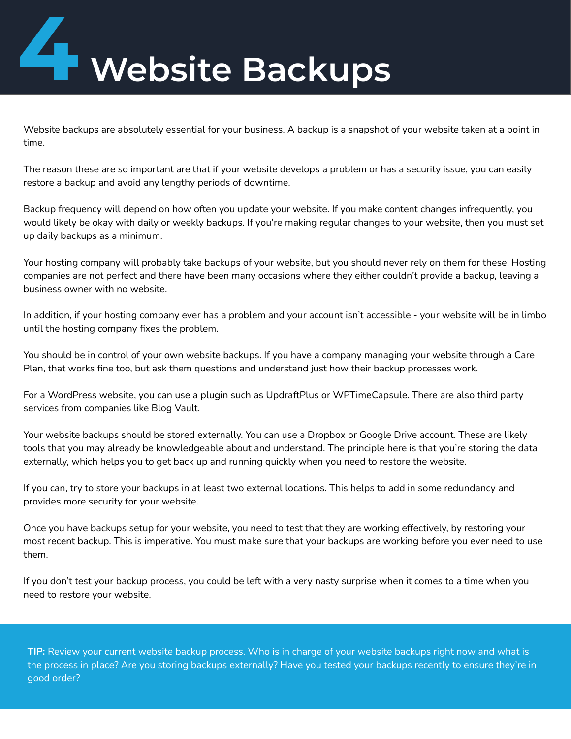# 4 Website Backups

Website backups are absolutely essential for your business. A backup is a snapshot of your website taken at a point in time.

The reason these are so important are that if your website develops a problem or has a security issue, you can easily restore a backup and avoid any lengthy periods of downtime.

Backup frequency will depend on how often you update your website. If you make content changes infrequently, you would likely be okay with daily or weekly backups. If you're making regular changes to your website, then you must set up daily backups as a minimum.

Your hosting company will probably take backups of your website, but you should never rely on them for these. Hosting companies are not perfect and there have been many occasions where they either couldn't provide a backup, leaving a business owner with no website.

In addition, if your hosting company ever has a problem and your account isn't accessible - your website will be in limbo until the hosting company fixes the problem.

You should be in control of your own website backups. If you have a company managing your website through a Care Plan, that works fine too, but ask them questions and understand just how their backup processes work.

For a WordPress website, you can use a plugin such as UpdraftPlus or WPTimeCapsule. There are also third party services from companies like Blog Vault.

Your website backups should be stored externally. You can use a Dropbox or Google Drive account. These are likely tools that you may already be knowledgeable about and understand. The principle here is that you're storing the data externally, which helps you to get back up and running quickly when you need to restore the website.

If you can, try to store your backups in at least two external locations. This helps to add in some redundancy and provides more security for your website.

Once you have backups setup for your website, you need to test that they are working effectively, by restoring your most recent backup. This is imperative. You must make sure that your backups are working before you ever need to use them.

If you don't test your backup process, you could be left with a very nasty surprise when it comes to a time when you need to restore your website.

**TIP:** Review your current website backup process. Who is in charge of your website backups right now and what is the process in place? Are you storing backups externally? Have you tested your backups recently to ensure they're in good order?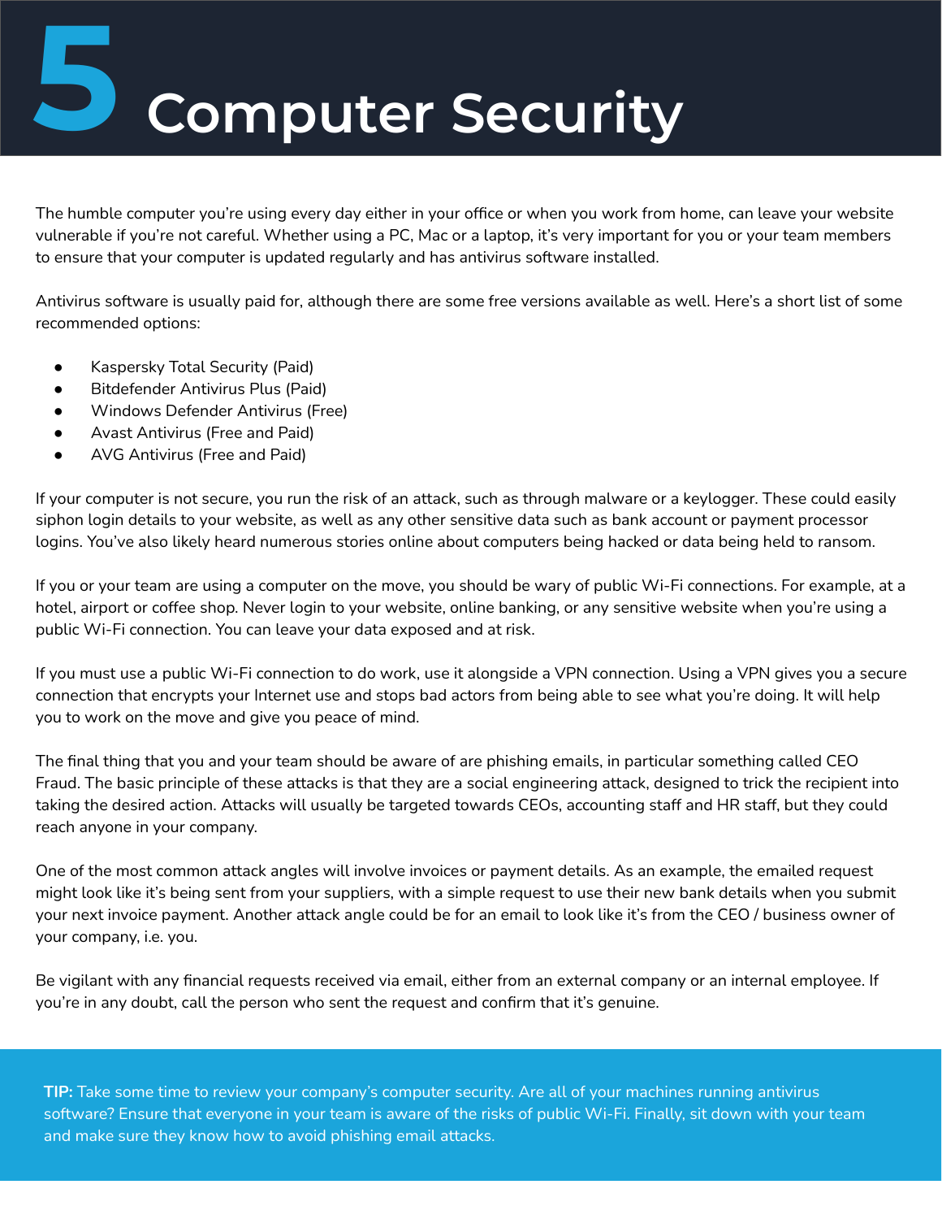# 5 Computer Security

The humble computer you're using every day either in your office or when you work from home, can leave your website vulnerable if you're not careful. Whether using a PC, Mac or a laptop, it's very important for you or your team members to ensure that your computer is updated regularly and has antivirus software installed.

Antivirus software is usually paid for, although there are some free versions available as well. Here's a short list of some recommended options:

- Kaspersky Total Security (Paid)
- Bitdefender Antivirus Plus (Paid)
- Windows Defender Antivirus (Free)
- Avast Antivirus (Free and Paid)
- AVG Antivirus (Free and Paid)

If your computer is not secure, you run the risk of an attack, such as through malware or a keylogger. These could easily siphon login details to your website, as well as any other sensitive data such as bank account or payment processor logins. You've also likely heard numerous stories online about computers being hacked or data being held to ransom.

If you or your team are using a computer on the move, you should be wary of public Wi-Fi connections. For example, at a hotel, airport or coffee shop. Never login to your website, online banking, or any sensitive website when you're using a public Wi-Fi connection. You can leave your data exposed and at risk.

If you must use a public Wi-Fi connection to do work, use it alongside a VPN connection. Using a VPN gives you a secure connection that encrypts your Internet use and stops bad actors from being able to see what you're doing. It will help you to work on the move and give you peace of mind.

The final thing that you and your team should be aware of are phishing emails, in particular something called CEO Fraud. The basic principle of these attacks is that they are a social engineering attack, designed to trick the recipient into taking the desired action. Attacks will usually be targeted towards CEOs, accounting staff and HR staff, but they could reach anyone in your company.

One of the most common attack angles will involve invoices or payment details. As an example, the emailed request might look like it's being sent from your suppliers, with a simple request to use their new bank details when you submit your next invoice payment. Another attack angle could be for an email to look like it's from the CEO / business owner of your company, i.e. you.

Be vigilant with any financial requests received via email, either from an external company or an internal employee. If you're in any doubt, call the person who sent the request and confirm that it's genuine.

**TIP:** Take some time to review your company's computer security. Are all of your machines running antivirus software? Ensure that everyone in your team is aware of the risks of public Wi-Fi. Finally, sit down with your team and make sure they know how to avoid phishing email attacks.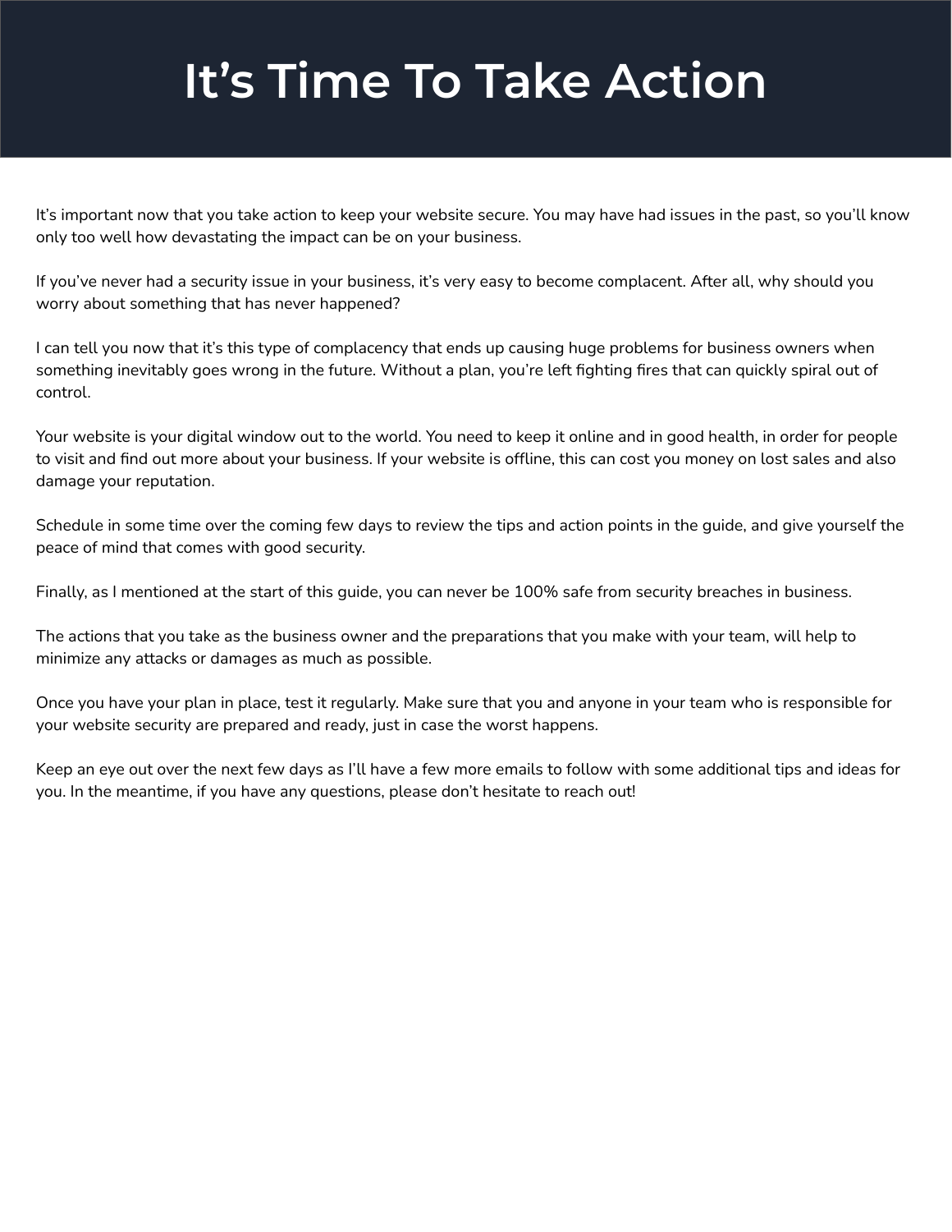# It’s Time To Take Action

It’s important now that you take action to keep your website secure. You may have had issues in the past, so you’ll know only too well how devastating the impact can be on your business.

If you’ve never had a security issue in your business, it’s very easy to become complacent. After all, why should you worry about something that has never happened?

I can tell you now that it’s this type of complacency that ends up causing huge problems for business owners when something inevitably goes wrong in the future. Without a plan, you’re left fighting fires that can quickly spiral out of control.

Your website is your digital window out to the world. You need to keep it online and in good health, in order for people to visit and find out more about your business. If your website is offline, this can cost you money on lost sales and also damage your reputation.

Schedule in some time over the coming few days to review the tips and action points in the guide, and give yourself the peace of mind that comes with good security.

Finally, as I mentioned at the start of this guide, you can never be 100% safe from security breaches in business.

The actions that you take as the business owner and the preparations that you make with your team, will help to minimize any attacks or damages as much as possible.

Once you have your plan in place, test it regularly. Make sure that you and anyone in your team who is responsible for your website security are prepared and ready, just in case the worst happens.

Keep an eye out over the next few days as I’ll have a few more emails to follow with some additional tips and ideas for you. In the meantime, if you have any questions, please don’t hesitate to reach out!